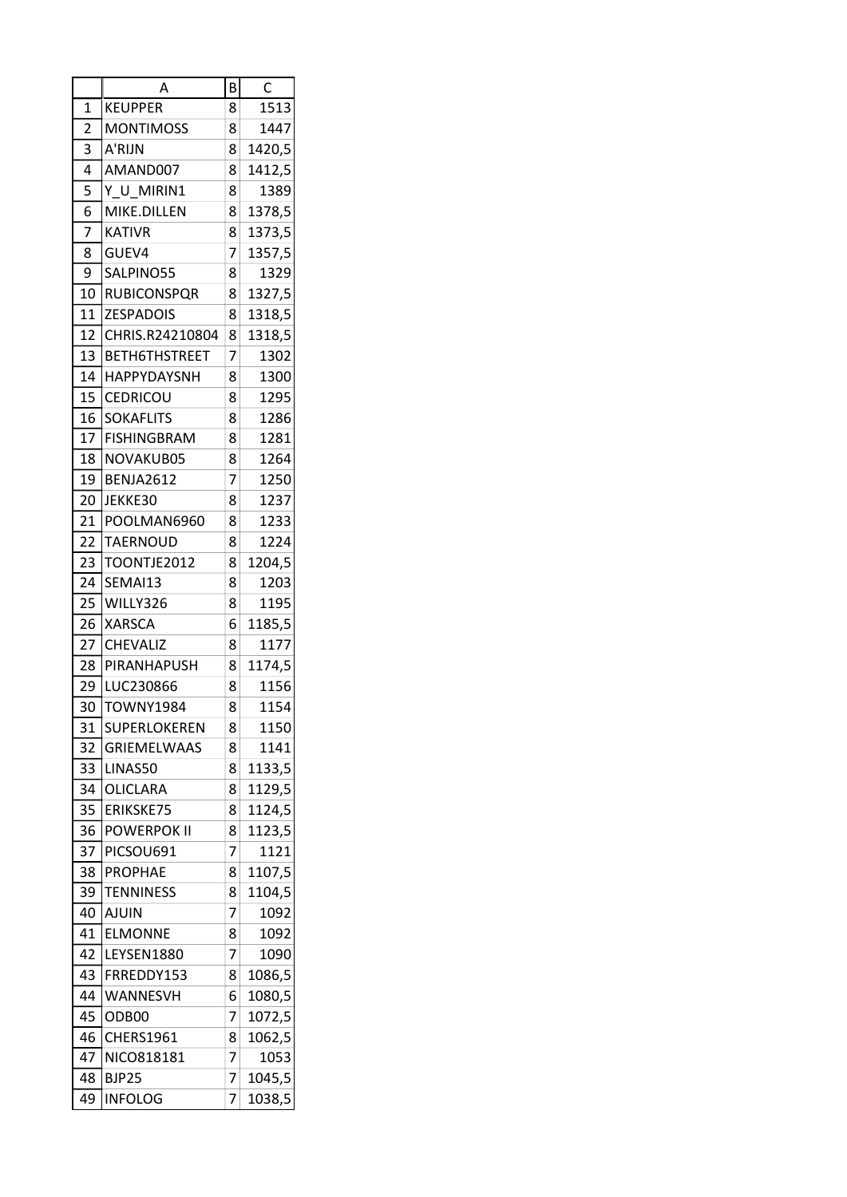| | A | B | C |
|---|---|---|---|
| 1 | KEUPPER | 8 | 1513 |
| 2 | MONTIMOSS | 8 | 1447 |
| 3 | A'RIJN | 8 | 1420,5 |
| 4 | AMAND007 | 8 | 1412,5 |
| 5 | Y_U_MIRIN1 | 8 | 1389 |
| 6 | MIKE.DILLEN | 8 | 1378,5 |
| 7 | KATIVR | 8 | 1373,5 |
| 8 | GUEV4 | 7 | 1357,5 |
| 9 | SALPINO55 | 8 | 1329 |
| 10 | RUBICONSPQR | 8 | 1327,5 |
| 11 | ZESPADOIS | 8 | 1318,5 |
| 12 | CHRIS.R24210804 | 8 | 1318,5 |
| 13 | BETH6THSTREET | 7 | 1302 |
| 14 | HAPPYDAYSNH | 8 | 1300 |
| 15 | CEDRICOU | 8 | 1295 |
| 16 | SOKAFLITS | 8 | 1286 |
| 17 | FISHINGBRAM | 8 | 1281 |
| 18 | NOVAKUB05 | 8 | 1264 |
| 19 | BENJA2612 | 7 | 1250 |
| 20 | JEKKE30 | 8 | 1237 |
| 21 | POOLMAN6960 | 8 | 1233 |
| 22 | TAERNOUD | 8 | 1224 |
| 23 | TOONTJE2012 | 8 | 1204,5 |
| 24 | SEMAI13 | 8 | 1203 |
| 25 | WILLY326 | 8 | 1195 |
| 26 | XARSCA | 6 | 1185,5 |
| 27 | CHEVALIZ | 8 | 1177 |
| 28 | PIRANHAPUSH | 8 | 1174,5 |
| 29 | LUC230866 | 8 | 1156 |
| 30 | TOWNY1984 | 8 | 1154 |
| 31 | SUPERLOKEREN | 8 | 1150 |
| 32 | GRIEMELWAAS | 8 | 1141 |
| 33 | LINAS50 | 8 | 1133,5 |
| 34 | OLICLARA | 8 | 1129,5 |
| 35 | ERIKSKE75 | 8 | 1124,5 |
| 36 | POWERPOK II | 8 | 1123,5 |
| 37 | PICSOU691 | 7 | 1121 |
| 38 | PROPHAE | 8 | 1107,5 |
| 39 | TENNINESS | 8 | 1104,5 |
| 40 | AJUIN | 7 | 1092 |
| 41 | ELMONNE | 8 | 1092 |
| 42 | LEYSEN1880 | 7 | 1090 |
| 43 | FRREDDY153 | 8 | 1086,5 |
| 44 | WANNESVH | 6 | 1080,5 |
| 45 | ODB00 | 7 | 1072,5 |
| 46 | CHERS1961 | 8 | 1062,5 |
| 47 | NICO818181 | 7 | 1053 |
| 48 | BJP25 | 7 | 1045,5 |
| 49 | INFOLOG | 7 | 1038,5 |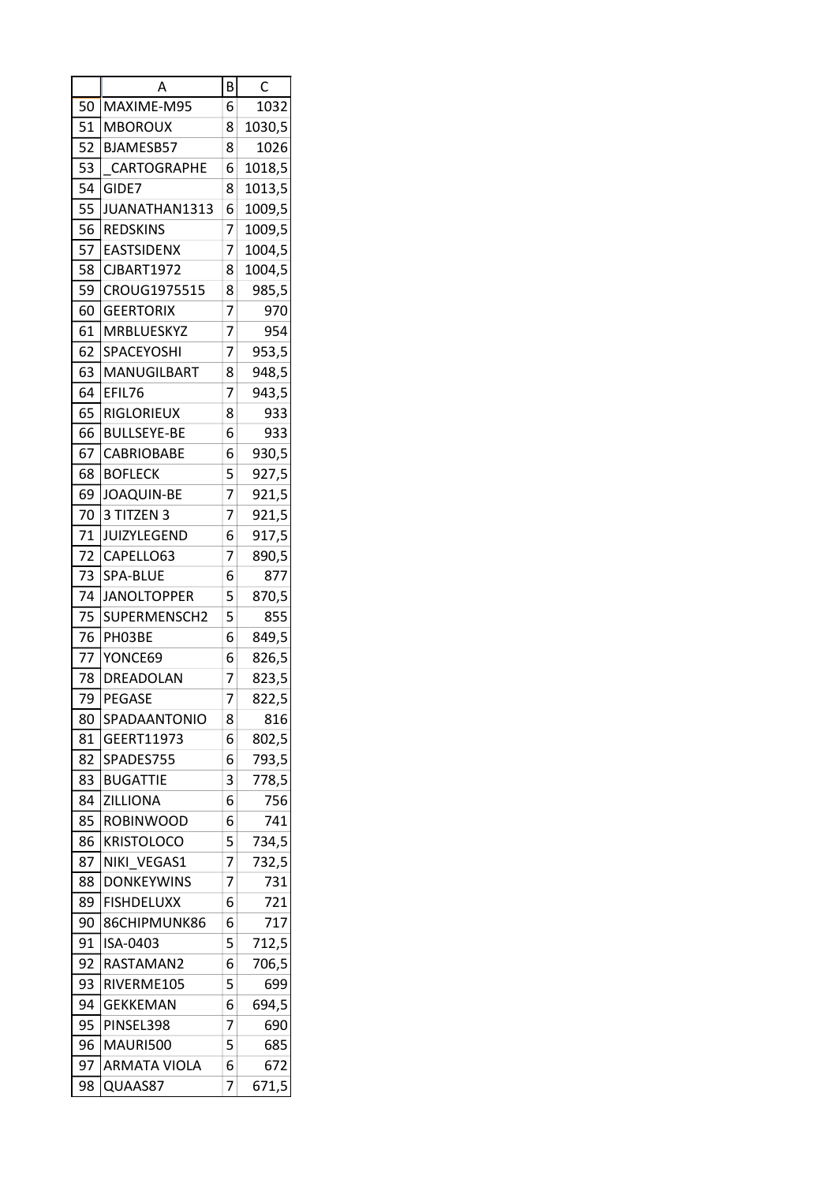| | A | B | C |
|---|---|---|---|
| 50 | MAXIME-M95 | 6 | 1032 |
| 51 | MBOROUX | 8 | 1030,5 |
| 52 | BJAMESB57 | 8 | 1026 |
| 53 | _CARTOGRAPHE | 6 | 1018,5 |
| 54 | GIDE7 | 8 | 1013,5 |
| 55 | JUANATHAN1313 | 6 | 1009,5 |
| 56 | REDSKINS | 7 | 1009,5 |
| 57 | EASTSIDENX | 7 | 1004,5 |
| 58 | CJBART1972 | 8 | 1004,5 |
| 59 | CROUG1975515 | 8 | 985,5 |
| 60 | GEERTORIX | 7 | 970 |
| 61 | MRBLUESKYZ | 7 | 954 |
| 62 | SPACEYOSHI | 7 | 953,5 |
| 63 | MANUGILBART | 8 | 948,5 |
| 64 | EFIL76 | 7 | 943,5 |
| 65 | RIGLORIEUX | 8 | 933 |
| 66 | BULLSEYE-BE | 6 | 933 |
| 67 | CABRIOBABE | 6 | 930,5 |
| 68 | BOFLECK | 5 | 927,5 |
| 69 | JOAQUIN-BE | 7 | 921,5 |
| 70 | 3 TITZEN 3 | 7 | 921,5 |
| 71 | JUIZYLEGEND | 6 | 917,5 |
| 72 | CAPELLO63 | 7 | 890,5 |
| 73 | SPA-BLUE | 6 | 877 |
| 74 | JANOLTOPPER | 5 | 870,5 |
| 75 | SUPERMENSCH2 | 5 | 855 |
| 76 | PH03BE | 6 | 849,5 |
| 77 | YONCE69 | 6 | 826,5 |
| 78 | DREADOLAN | 7 | 823,5 |
| 79 | PEGASE | 7 | 822,5 |
| 80 | SPADAANTONIO | 8 | 816 |
| 81 | GEERT11973 | 6 | 802,5 |
| 82 | SPADES755 | 6 | 793,5 |
| 83 | BUGATTIE | 3 | 778,5 |
| 84 | ZILLIONA | 6 | 756 |
| 85 | ROBINWOOD | 6 | 741 |
| 86 | KRISTOLOCO | 5 | 734,5 |
| 87 | NIKI_VEGAS1 | 7 | 732,5 |
| 88 | DONKEYWINS | 7 | 731 |
| 89 | FISHDELUXX | 6 | 721 |
| 90 | 86CHIPMUNK86 | 6 | 717 |
| 91 | ISA-0403 | 5 | 712,5 |
| 92 | RASTAMAN2 | 6 | 706,5 |
| 93 | RIVERME105 | 5 | 699 |
| 94 | GEKKEMAN | 6 | 694,5 |
| 95 | PINSEL398 | 7 | 690 |
| 96 | MAURI500 | 5 | 685 |
| 97 | ARMATA VIOLA | 6 | 672 |
| 98 | QUAAS87 | 7 | 671,5 |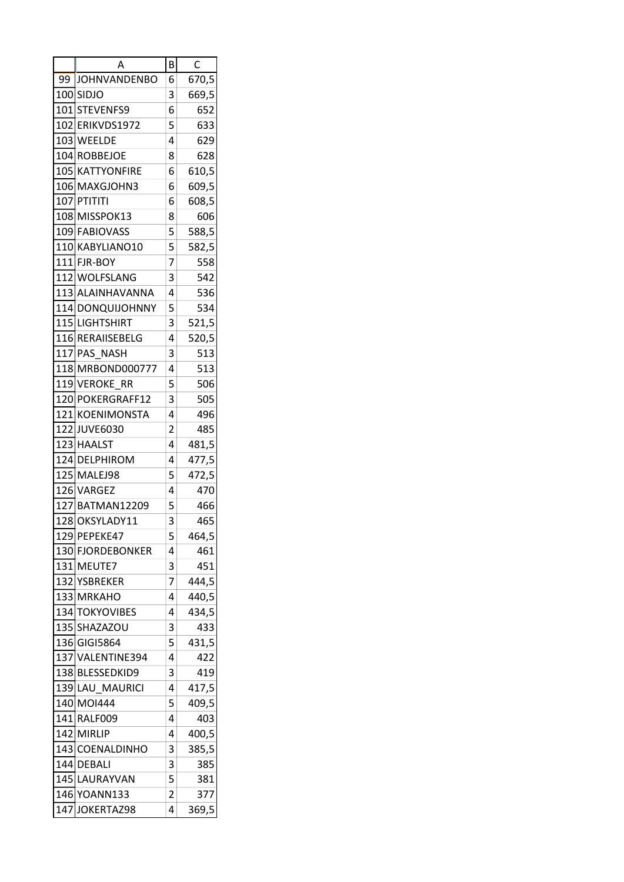| | A | B | C |
|---|---|---|---|
| 99 | JOHNVANDENBO | 6 | 670,5 |
| 100 | SIDJO | 3 | 669,5 |
| 101 | STEVENFS9 | 6 | 652 |
| 102 | ERIKVDS1972 | 5 | 633 |
| 103 | WEELDE | 4 | 629 |
| 104 | ROBBEJOE | 8 | 628 |
| 105 | KATTYONFIRE | 6 | 610,5 |
| 106 | MAXGJOHN3 | 6 | 609,5 |
| 107 | PTITITI | 6 | 608,5 |
| 108 | MISSPOK13 | 8 | 606 |
| 109 | FABIOVASS | 5 | 588,5 |
| 110 | KABYLIANO10 | 5 | 582,5 |
| 111 | FJR-BOY | 7 | 558 |
| 112 | WOLFSLANG | 3 | 542 |
| 113 | ALAINHAVANNA | 4 | 536 |
| 114 | DONQUIJOHNNY | 5 | 534 |
| 115 | LIGHTSHIRT | 3 | 521,5 |
| 116 | RERAIISEBELG | 4 | 520,5 |
| 117 | PAS_NASH | 3 | 513 |
| 118 | MRBOND000777 | 4 | 513 |
| 119 | VEROKE_RR | 5 | 506 |
| 120 | POKERGRAFF12 | 3 | 505 |
| 121 | KOENIMONSTA | 4 | 496 |
| 122 | JUVE6030 | 2 | 485 |
| 123 | HAALST | 4 | 481,5 |
| 124 | DELPHIROM | 4 | 477,5 |
| 125 | MALEJ98 | 5 | 472,5 |
| 126 | VARGEZ | 4 | 470 |
| 127 | BATMAN12209 | 5 | 466 |
| 128 | OKSYLADY11 | 3 | 465 |
| 129 | PEPEKE47 | 5 | 464,5 |
| 130 | FJORDEBONKER | 4 | 461 |
| 131 | MEUTE7 | 3 | 451 |
| 132 | YSBREKER | 7 | 444,5 |
| 133 | MRKAHO | 4 | 440,5 |
| 134 | TOKYOVIBES | 4 | 434,5 |
| 135 | SHAZAZOU | 3 | 433 |
| 136 | GIGI5864 | 5 | 431,5 |
| 137 | VALENTINE394 | 4 | 422 |
| 138 | BLESSEDKID9 | 3 | 419 |
| 139 | LAU_MAURICI | 4 | 417,5 |
| 140 | MOI444 | 5 | 409,5 |
| 141 | RALF009 | 4 | 403 |
| 142 | MIRLIP | 4 | 400,5 |
| 143 | COENALDINHO | 3 | 385,5 |
| 144 | DEBALI | 3 | 385 |
| 145 | LAURAYVAN | 5 | 381 |
| 146 | YOANN133 | 2 | 377 |
| 147 | JOKERTAZ98 | 4 | 369,5 |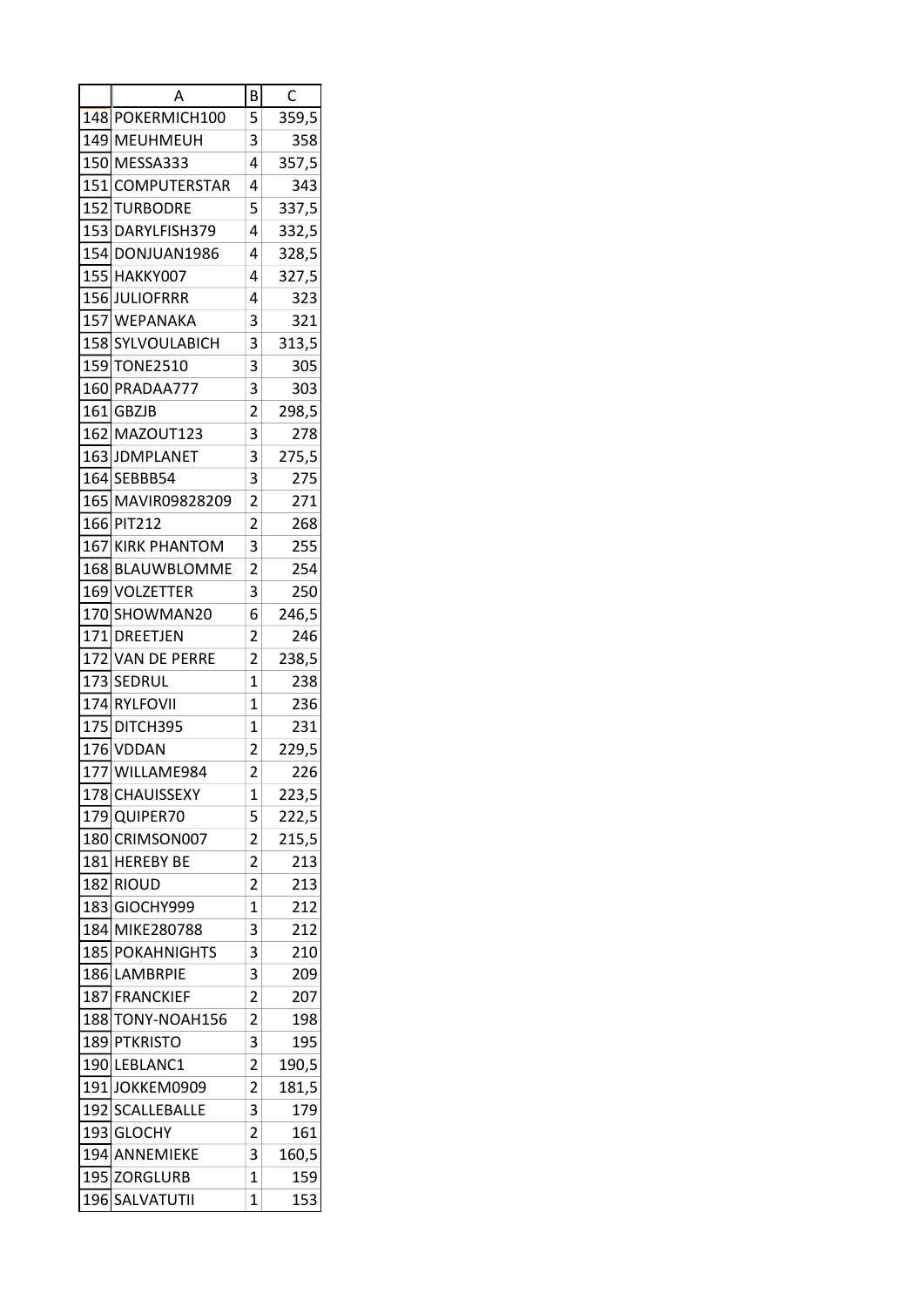| | A | B | C |
|---|---|---|---|
| 148 | POKERMICH100 | 5 | 359,5 |
| 149 | MEUHMEUH | 3 | 358 |
| 150 | MESSA333 | 4 | 357,5 |
| 151 | COMPUTERSTAR | 4 | 343 |
| 152 | TURBODRE | 5 | 337,5 |
| 153 | DARYLFISH379 | 4 | 332,5 |
| 154 | DONJUAN1986 | 4 | 328,5 |
| 155 | HAKKY007 | 4 | 327,5 |
| 156 | JULIOFRRR | 4 | 323 |
| 157 | WEPANAKA | 3 | 321 |
| 158 | SYLVOULABICH | 3 | 313,5 |
| 159 | TONE2510 | 3 | 305 |
| 160 | PRADAA777 | 3 | 303 |
| 161 | GBZJB | 2 | 298,5 |
| 162 | MAZOUT123 | 3 | 278 |
| 163 | JDMPLANET | 3 | 275,5 |
| 164 | SEBBB54 | 3 | 275 |
| 165 | MAVIR09828209 | 2 | 271 |
| 166 | PIT212 | 2 | 268 |
| 167 | KIRK PHANTOM | 3 | 255 |
| 168 | BLAUWBLOMME | 2 | 254 |
| 169 | VOLZETTER | 3 | 250 |
| 170 | SHOWMAN20 | 6 | 246,5 |
| 171 | DREETJEN | 2 | 246 |
| 172 | VAN DE PERRE | 2 | 238,5 |
| 173 | SEDRUL | 1 | 238 |
| 174 | RYLFOVII | 1 | 236 |
| 175 | DITCH395 | 1 | 231 |
| 176 | VDDAN | 2 | 229,5 |
| 177 | WILLAME984 | 2 | 226 |
| 178 | CHAUISSEXY | 1 | 223,5 |
| 179 | QUIPER70 | 5 | 222,5 |
| 180 | CRIMSON007 | 2 | 215,5 |
| 181 | HEREBY BE | 2 | 213 |
| 182 | RIOUD | 2 | 213 |
| 183 | GIOCHY999 | 1 | 212 |
| 184 | MIKE280788 | 3 | 212 |
| 185 | POKAHNIGHTS | 3 | 210 |
| 186 | LAMBRPIE | 3 | 209 |
| 187 | FRANCKIEF | 2 | 207 |
| 188 | TONY-NOAH156 | 2 | 198 |
| 189 | PTKRISTO | 3 | 195 |
| 190 | LEBLANC1 | 2 | 190,5 |
| 191 | JOKKEM0909 | 2 | 181,5 |
| 192 | SCALLEBALLE | 3 | 179 |
| 193 | GLOCHY | 2 | 161 |
| 194 | ANNEMIEKE | 3 | 160,5 |
| 195 | ZORGLURB | 1 | 159 |
| 196 | SALVATUTII | 1 | 153 |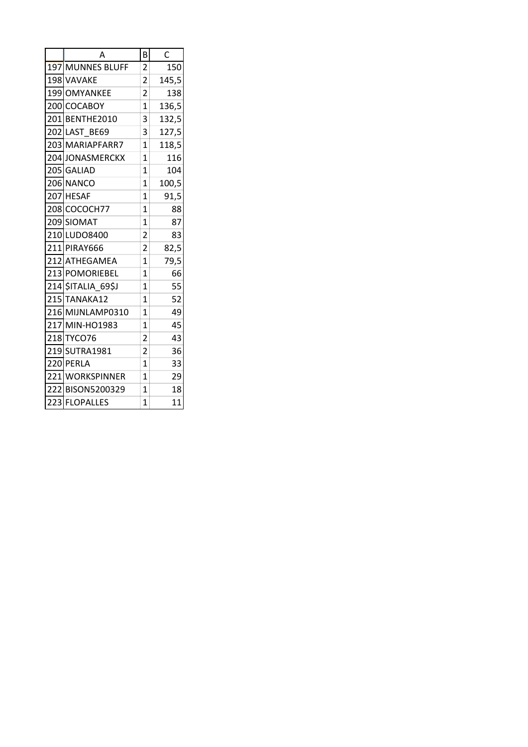| | A | B | C |
|---|---|---|---|
| 197 | MUNNES BLUFF | 2 | 150 |
| 198 | VAVAKE | 2 | 145,5 |
| 199 | OMYANKEE | 2 | 138 |
| 200 | COCABOY | 1 | 136,5 |
| 201 | BENTHE2010 | 3 | 132,5 |
| 202 | LAST_BE69 | 3 | 127,5 |
| 203 | MARIAPFARR7 | 1 | 118,5 |
| 204 | JONASMERCKX | 1 | 116 |
| 205 | GALIAD | 1 | 104 |
| 206 | NANCO | 1 | 100,5 |
| 207 | HESAF | 1 | 91,5 |
| 208 | COCOCH77 | 1 | 88 |
| 209 | SIOMAT | 1 | 87 |
| 210 | LUDO8400 | 2 | 83 |
| 211 | PIRAY666 | 2 | 82,5 |
| 212 | ATHEGAMEA | 1 | 79,5 |
| 213 | POMORIEBEL | 1 | 66 |
| 214 | $ITALIA_69$J | 1 | 55 |
| 215 | TANAKA12 | 1 | 52 |
| 216 | MIJNLAMP0310 | 1 | 49 |
| 217 | MIN-HO1983 | 1 | 45 |
| 218 | TYCO76 | 2 | 43 |
| 219 | SUTRA1981 | 2 | 36 |
| 220 | PERLA | 1 | 33 |
| 221 | WORKSPINNER | 1 | 29 |
| 222 | BISON5200329 | 1 | 18 |
| 223 | FLOPALLES | 1 | 11 |